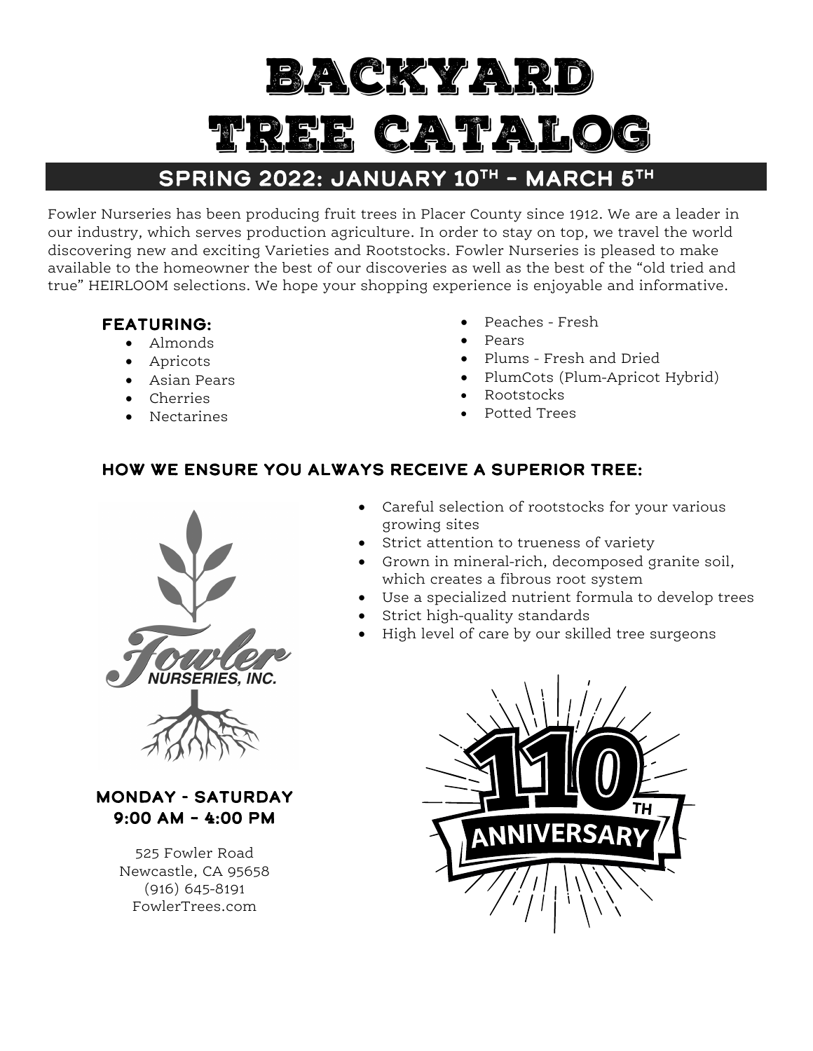# BACKYARD TREE CATALOG

## SPRING 2022: JANUARY 10TH – MARCH 5TH

Fowler Nurseries has been producing fruit trees in Placer County since 1912. We are a leader in our industry, which serves production agriculture. In order to stay on top, we travel the world discovering new and exciting Varieties and Rootstocks. Fowler Nurseries is pleased to make available to the homeowner the best of our discoveries as well as the best of the "old tried and true" HEIRLOOM selections. We hope your shopping experience is enjoyable and informative.

### FEATURING:

- Almonds
- Apricots
- Asian Pears
- Cherries
- Nectarines
- Peaches - Fresh
- Pears
- Plums - Fresh and Dried
- PlumCots (Plum-Apricot Hybrid)
- Rootstocks
- Potted Trees

### HOW WE ENSURE YOU ALWAYS RECEIVE A SUPERIOR TREE:

- Careful selection of rootstocks for your various growing sites
- Strict attention to trueness of variety
- Grown in mineral-rich, decomposed granite soil, which creates a fibrous root system
- Use a specialized nutrient formula to develop trees
- Strict high-quality standards
- High level of care by our skilled tree surgeons

Fowler NURSERIES, INC.

**MONDAY - SATURDAY**
**9:00 AM – 4:00 PM**

525 Fowler Road
Newcastle, CA 95658
(916) 645-8191
FowlerTrees.com

110TH ANNIVERSARY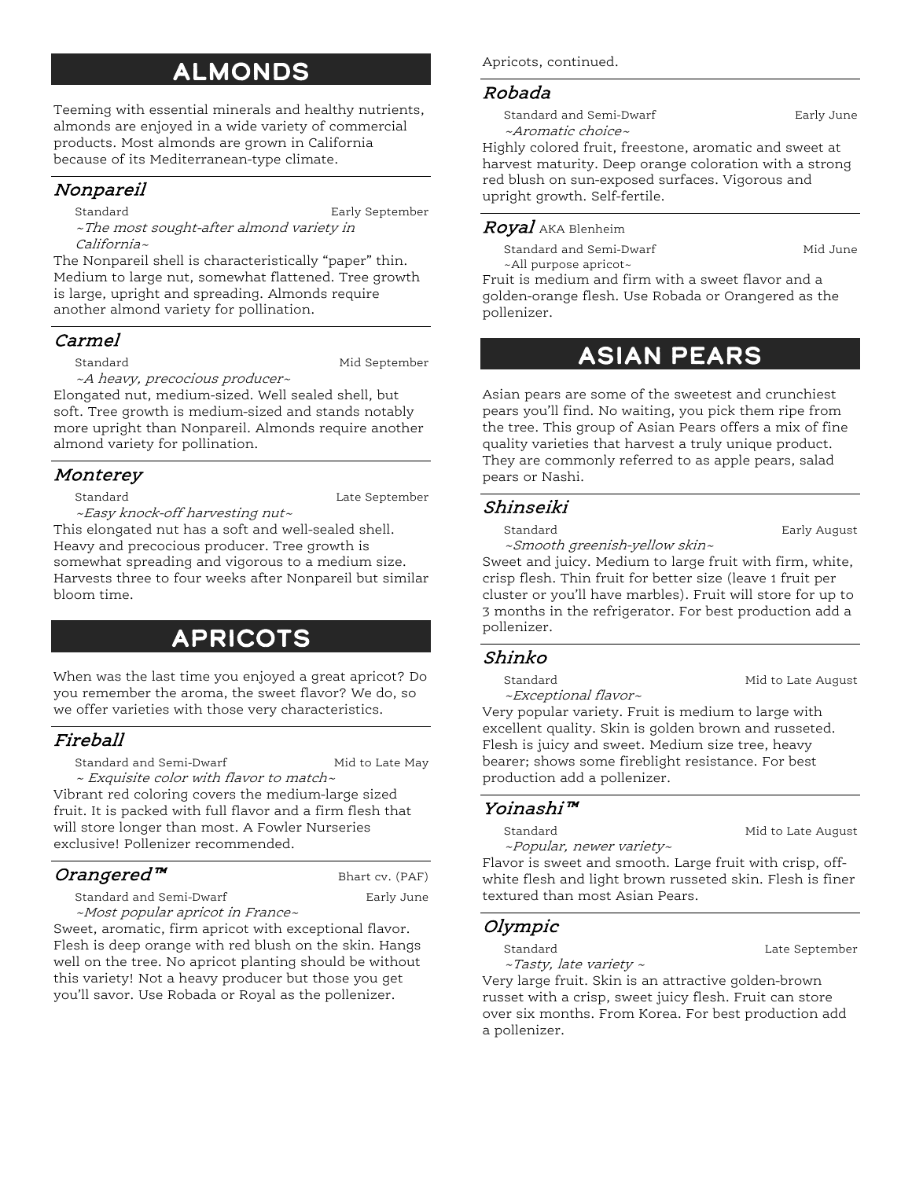# ALMONDS

Teeming with essential minerals and healthy nutrients, almonds are enjoyed in a wide variety of commercial products. Most almonds are grown in California because of its Mediterranean-type climate.

## *Nonpareil*

Standard — Early September

*~The most sought-after almond variety in California~*

The Nonpareil shell is characteristically "paper" thin. Medium to large nut, somewhat flattened. Tree growth is large, upright and spreading. Almonds require another almond variety for pollination.

## *Carmel*

Standard — Mid September

*~A heavy, precocious producer~*

Elongated nut, medium-sized. Well sealed shell, but soft. Tree growth is medium-sized and stands notably more upright than Nonpareil. Almonds require another almond variety for pollination.

## *Monterey*

Standard — Late September

*~Easy knock-off harvesting nut~*

This elongated nut has a soft and well-sealed shell. Heavy and precocious producer. Tree growth is somewhat spreading and vigorous to a medium size. Harvests three to four weeks after Nonpareil but similar bloom time.

# APRICOTS

When was the last time you enjoyed a great apricot? Do you remember the aroma, the sweet flavor? We do, so we offer varieties with those very characteristics.

## *Fireball*

Standard and Semi-Dwarf — Mid to Late May

*~ Exquisite color with flavor to match~*

Vibrant red coloring covers the medium-large sized fruit. It is packed with full flavor and a firm flesh that will store longer than most. A Fowler Nurseries exclusive! Pollenizer recommended.

## *Orangered™* Bhart cv. (PAF)

Standard and Semi-Dwarf — Early June

*~Most popular apricot in France~*

Sweet, aromatic, firm apricot with exceptional flavor. Flesh is deep orange with red blush on the skin. Hangs well on the tree. No apricot planting should be without this variety! Not a heavy producer but those you get you'll savor. Use Robada or Royal as the pollenizer.

Apricots, continued.

## *Robada*

Standard and Semi-Dwarf — Early June

*~Aromatic choice~*

Highly colored fruit, freestone, aromatic and sweet at harvest maturity. Deep orange coloration with a strong red blush on sun-exposed surfaces. Vigorous and upright growth. Self-fertile.

## *Royal* AKA Blenheim

Standard and Semi-Dwarf — Mid June

~All purpose apricot~

Fruit is medium and firm with a sweet flavor and a golden-orange flesh. Use Robada or Orangered as the pollenizer.

# ASIAN PEARS

Asian pears are some of the sweetest and crunchiest pears you'll find. No waiting, you pick them ripe from the tree. This group of Asian Pears offers a mix of fine quality varieties that harvest a truly unique product. They are commonly referred to as apple pears, salad pears or Nashi.

## *Shinseiki*

Standard — Early August

*~Smooth greenish-yellow skin~*

Sweet and juicy. Medium to large fruit with firm, white, crisp flesh. Thin fruit for better size (leave 1 fruit per cluster or you'll have marbles). Fruit will store for up to 3 months in the refrigerator. For best production add a pollenizer.

## *Shinko*

Standard — Mid to Late August

*~Exceptional flavor~*

Very popular variety. Fruit is medium to large with excellent quality. Skin is golden brown and russeted. Flesh is juicy and sweet. Medium size tree, heavy bearer; shows some fireblight resistance. For best production add a pollenizer.

## *Yoinashi™*

Standard — Mid to Late August

*~Popular, newer variety~*

Flavor is sweet and smooth. Large fruit with crisp, off-white flesh and light brown russeted skin. Flesh is finer textured than most Asian Pears.

## *Olympic*

Standard — Late September

*~Tasty, late variety ~*

Very large fruit. Skin is an attractive golden-brown russet with a crisp, sweet juicy flesh. Fruit can store over six months. From Korea. For best production add a pollenizer.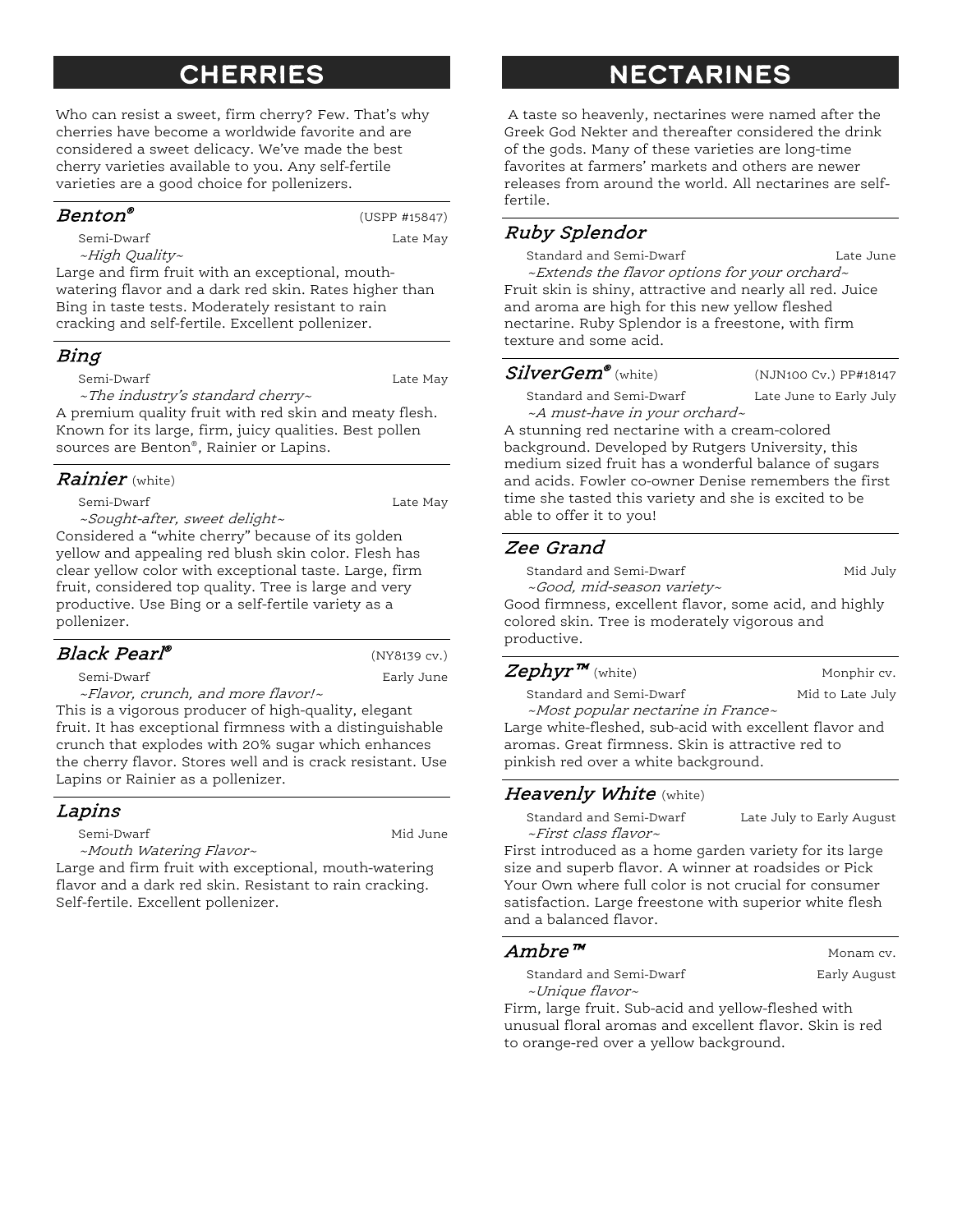# CHERRIES

Who can resist a sweet, firm cherry? Few. That's why cherries have become a worldwide favorite and are considered a sweet delicacy. We've made the best cherry varieties available to you. Any self-fertile varieties are a good choice for pollenizers.

### *Benton®* (USPP #15847)

Semi-Dwarf — Late May

*~High Quality~*

Large and firm fruit with an exceptional, mouth-watering flavor and a dark red skin. Rates higher than Bing in taste tests. Moderately resistant to rain cracking and self-fertile. Excellent pollenizer.

### *Bing*

Semi-Dwarf — Late May

*~The industry's standard cherry~*

A premium quality fruit with red skin and meaty flesh. Known for its large, firm, juicy qualities. Best pollen sources are Benton®, Rainier or Lapins.

### *Rainier* (white)

Semi-Dwarf — Late May

*~Sought-after, sweet delight~*

Considered a "white cherry" because of its golden yellow and appealing red blush skin color. Flesh has clear yellow color with exceptional taste. Large, firm fruit, considered top quality. Tree is large and very productive. Use Bing or a self-fertile variety as a pollenizer.

### *Black Pearl®* (NY8139 cv.)

Semi-Dwarf — Early June

*~Flavor, crunch, and more flavor!~*

This is a vigorous producer of high-quality, elegant fruit. It has exceptional firmness with a distinguishable crunch that explodes with 20% sugar which enhances the cherry flavor. Stores well and is crack resistant. Use Lapins or Rainier as a pollenizer.

### *Lapins*

Semi-Dwarf — Mid June

*~Mouth Watering Flavor~*

Large and firm fruit with exceptional, mouth-watering flavor and a dark red skin. Resistant to rain cracking. Self-fertile. Excellent pollenizer.

# NECTARINES

A taste so heavenly, nectarines were named after the Greek God Nekter and thereafter considered the drink of the gods. Many of these varieties are long-time favorites at farmers' markets and others are newer releases from around the world. All nectarines are self-fertile.

### *Ruby Splendor*

Standard and Semi-Dwarf — Late June

*~Extends the flavor options for your orchard~*

Fruit skin is shiny, attractive and nearly all red. Juice and aroma are high for this new yellow fleshed nectarine. Ruby Splendor is a freestone, with firm texture and some acid.

### *SilverGem®* (white) (NJN100 Cv.) PP#18147

Standard and Semi-Dwarf — Late June to Early July

*~A must-have in your orchard~*

A stunning red nectarine with a cream-colored background. Developed by Rutgers University, this medium sized fruit has a wonderful balance of sugars and acids. Fowler co-owner Denise remembers the first time she tasted this variety and she is excited to be able to offer it to you!

### *Zee Grand*

Standard and Semi-Dwarf — Mid July

*~Good, mid-season variety~*

Good firmness, excellent flavor, some acid, and highly colored skin. Tree is moderately vigorous and productive.

### *Zephyr™* (white) Monphir cv.

Standard and Semi-Dwarf — Mid to Late July

*~Most popular nectarine in France~*

Large white-fleshed, sub-acid with excellent flavor and aromas. Great firmness. Skin is attractive red to pinkish red over a white background.

### *Heavenly White* (white)

Standard and Semi-Dwarf — Late July to Early August

*~First class flavor~*

First introduced as a home garden variety for its large size and superb flavor. A winner at roadsides or Pick Your Own where full color is not crucial for consumer satisfaction. Large freestone with superior white flesh and a balanced flavor.

### *Ambre™* Monam cv.

Standard and Semi-Dwarf — Early August

*~Unique flavor~*

Firm, large fruit. Sub-acid and yellow-fleshed with unusual floral aromas and excellent flavor. Skin is red to orange-red over a yellow background.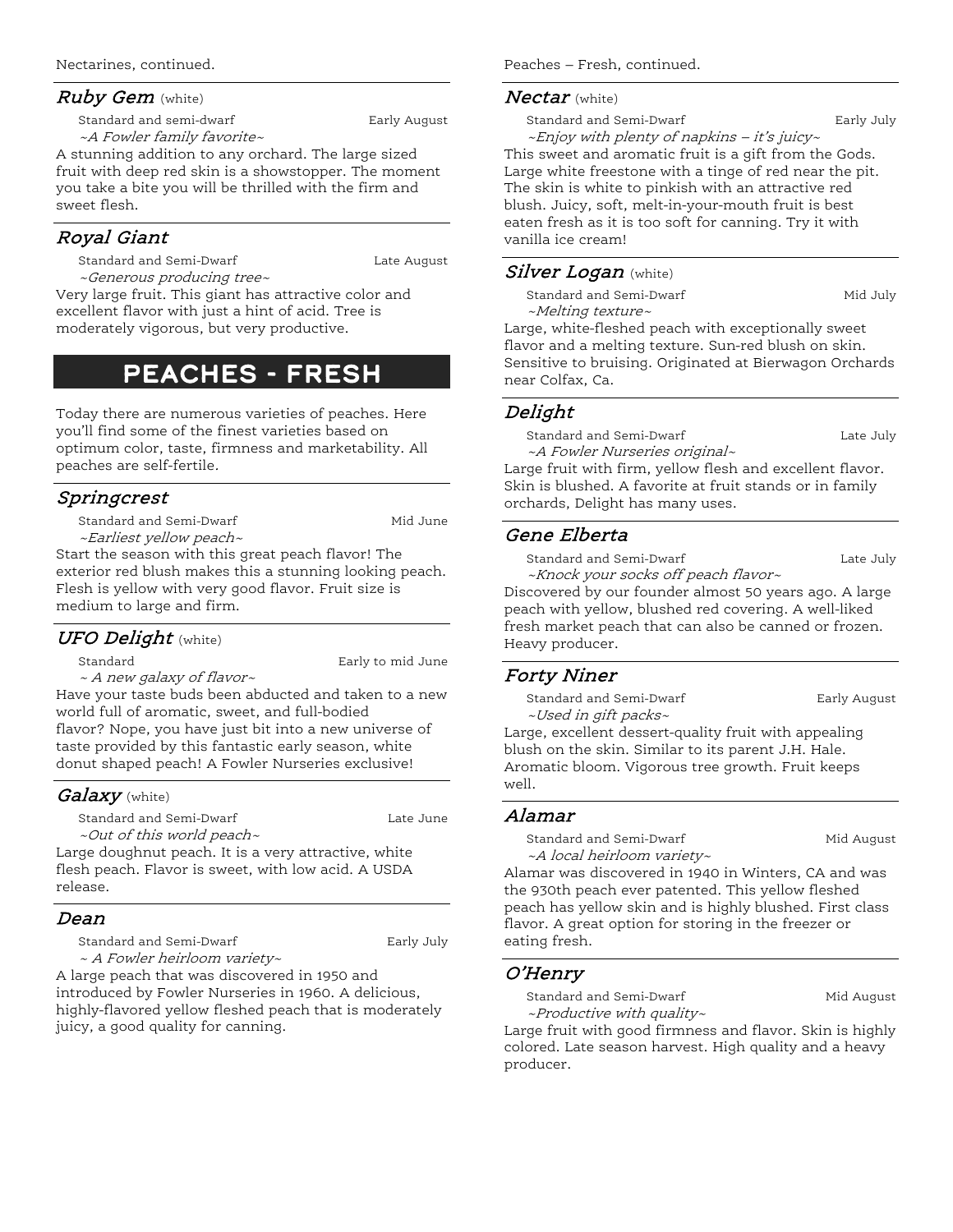Nectarines, continued.

### *Ruby Gem* (white)

Standard and semi-dwarf — Early August

*~A Fowler family favorite~*

A stunning addition to any orchard. The large sized fruit with deep red skin is a showstopper. The moment you take a bite you will be thrilled with the firm and sweet flesh.

### *Royal Giant*

Standard and Semi-Dwarf — Late August

*~Generous producing tree~*

Very large fruit. This giant has attractive color and excellent flavor with just a hint of acid. Tree is moderately vigorous, but very productive.

## PEACHES - FRESH

Today there are numerous varieties of peaches. Here you'll find some of the finest varieties based on optimum color, taste, firmness and marketability. All peaches are self-fertile.

### *Springcrest*

Standard and Semi-Dwarf — Mid June

*~Earliest yellow peach~*

Start the season with this great peach flavor! The exterior red blush makes this a stunning looking peach. Flesh is yellow with very good flavor. Fruit size is medium to large and firm.

### *UFO Delight* (white)

Standard — Early to mid June

*~ A new galaxy of flavor~*

Have your taste buds been abducted and taken to a new world full of aromatic, sweet, and full-bodied flavor? Nope, you have just bit into a new universe of taste provided by this fantastic early season, white donut shaped peach! A Fowler Nurseries exclusive!

### *Galaxy* (white)

Standard and Semi-Dwarf — Late June

*~Out of this world peach~*

Large doughnut peach. It is a very attractive, white flesh peach. Flavor is sweet, with low acid. A USDA release.

### *Dean*

Standard and Semi-Dwarf — Early July

*~ A Fowler heirloom variety~*

A large peach that was discovered in 1950 and introduced by Fowler Nurseries in 1960. A delicious, highly-flavored yellow fleshed peach that is moderately juicy, a good quality for canning.

Peaches – Fresh, continued.

### *Nectar* (white)

Standard and Semi-Dwarf — Early July

*~Enjoy with plenty of napkins – it's juicy~*

This sweet and aromatic fruit is a gift from the Gods. Large white freestone with a tinge of red near the pit. The skin is white to pinkish with an attractive red blush. Juicy, soft, melt-in-your-mouth fruit is best eaten fresh as it is too soft for canning. Try it with vanilla ice cream!

### *Silver Logan* (white)

Standard and Semi-Dwarf — Mid July

*~Melting texture~*

Large, white-fleshed peach with exceptionally sweet flavor and a melting texture. Sun-red blush on skin. Sensitive to bruising. Originated at Bierwagon Orchards near Colfax, Ca.

### *Delight*

Standard and Semi-Dwarf — Late July

*~A Fowler Nurseries original~*

Large fruit with firm, yellow flesh and excellent flavor. Skin is blushed. A favorite at fruit stands or in family orchards, Delight has many uses.

### *Gene Elberta*

Standard and Semi-Dwarf — Late July

*~Knock your socks off peach flavor~*

Discovered by our founder almost 50 years ago. A large peach with yellow, blushed red covering. A well-liked fresh market peach that can also be canned or frozen. Heavy producer.

### *Forty Niner*

Standard and Semi-Dwarf — Early August

*~Used in gift packs~*

Large, excellent dessert-quality fruit with appealing blush on the skin. Similar to its parent J.H. Hale. Aromatic bloom. Vigorous tree growth. Fruit keeps well.

### *Alamar*

Standard and Semi-Dwarf — Mid August

*~A local heirloom variety~*

Alamar was discovered in 1940 in Winters, CA and was the 930th peach ever patented. This yellow fleshed peach has yellow skin and is highly blushed. First class flavor. A great option for storing in the freezer or eating fresh.

### *O'Henry*

Standard and Semi-Dwarf — Mid August

*~Productive with quality~*

Large fruit with good firmness and flavor. Skin is highly colored. Late season harvest. High quality and a heavy producer.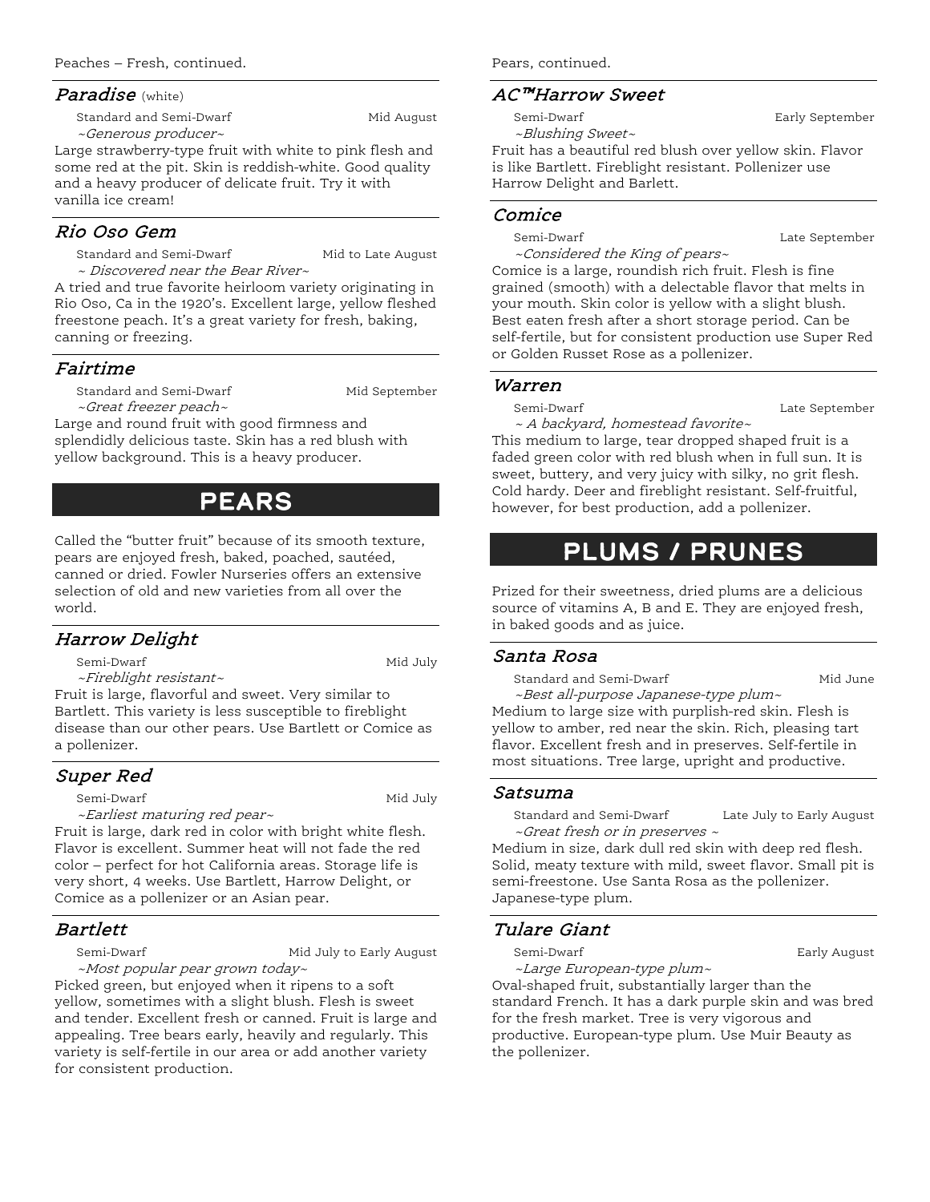Peaches – Fresh, continued.

### *Paradise* (white)

Standard and Semi-Dwarf — Mid August

*~Generous producer~*

Large strawberry-type fruit with white to pink flesh and some red at the pit. Skin is reddish-white. Good quality and a heavy producer of delicate fruit. Try it with vanilla ice cream!

### *Rio Oso Gem*

Standard and Semi-Dwarf — Mid to Late August

*~ Discovered near the Bear River~*

A tried and true favorite heirloom variety originating in Rio Oso, Ca in the 1920's. Excellent large, yellow fleshed freestone peach. It's a great variety for fresh, baking, canning or freezing.

### *Fairtime*

Standard and Semi-Dwarf — Mid September

*~Great freezer peach~*

Large and round fruit with good firmness and splendidly delicious taste. Skin has a red blush with yellow background. This is a heavy producer.

## PEARS

Called the "butter fruit" because of its smooth texture, pears are enjoyed fresh, baked, poached, sautéed, canned or dried. Fowler Nurseries offers an extensive selection of old and new varieties from all over the world.

### *Harrow Delight*

Semi-Dwarf — Mid July

*~Fireblight resistant~*

Fruit is large, flavorful and sweet. Very similar to Bartlett. This variety is less susceptible to fireblight disease than our other pears. Use Bartlett or Comice as a pollenizer.

### *Super Red*

Semi-Dwarf — Mid July

*~Earliest maturing red pear~*

Fruit is large, dark red in color with bright white flesh. Flavor is excellent. Summer heat will not fade the red color – perfect for hot California areas. Storage life is very short, 4 weeks. Use Bartlett, Harrow Delight, or Comice as a pollenizer or an Asian pear.

### *Bartlett*

Semi-Dwarf — Mid July to Early August

*~Most popular pear grown today~*

Picked green, but enjoyed when it ripens to a soft yellow, sometimes with a slight blush. Flesh is sweet and tender. Excellent fresh or canned. Fruit is large and appealing. Tree bears early, heavily and regularly. This variety is self-fertile in our area or add another variety for consistent production.

Pears, continued.

### *AC™Harrow Sweet*

Semi-Dwarf — Early September

*~Blushing Sweet~*

Fruit has a beautiful red blush over yellow skin. Flavor is like Bartlett. Fireblight resistant. Pollenizer use Harrow Delight and Barlett.

### *Comice*

Semi-Dwarf — Late September

*~Considered the King of pears~*

Comice is a large, roundish rich fruit. Flesh is fine grained (smooth) with a delectable flavor that melts in your mouth. Skin color is yellow with a slight blush. Best eaten fresh after a short storage period. Can be self-fertile, but for consistent production use Super Red or Golden Russet Rose as a pollenizer.

### *Warren*

Semi-Dwarf — Late September

*~ A backyard, homestead favorite~*

This medium to large, tear dropped shaped fruit is a faded green color with red blush when in full sun. It is sweet, buttery, and very juicy with silky, no grit flesh. Cold hardy. Deer and fireblight resistant. Self-fruitful, however, for best production, add a pollenizer.

## PLUMS / PRUNES

Prized for their sweetness, dried plums are a delicious source of vitamins A, B and E. They are enjoyed fresh, in baked goods and as juice.

### *Santa Rosa*

Standard and Semi-Dwarf — Mid June

*~Best all-purpose Japanese-type plum~*

Medium to large size with purplish-red skin. Flesh is yellow to amber, red near the skin. Rich, pleasing tart flavor. Excellent fresh and in preserves. Self-fertile in most situations. Tree large, upright and productive.

### *Satsuma*

Standard and Semi-Dwarf — Late July to Early August

*~Great fresh or in preserves ~*

Medium in size, dark dull red skin with deep red flesh. Solid, meaty texture with mild, sweet flavor. Small pit is semi-freestone. Use Santa Rosa as the pollenizer. Japanese-type plum.

### *Tulare Giant*

Semi-Dwarf — Early August

*~Large European-type plum~*

Oval-shaped fruit, substantially larger than the standard French. It has a dark purple skin and was bred for the fresh market. Tree is very vigorous and productive. European-type plum. Use Muir Beauty as the pollenizer.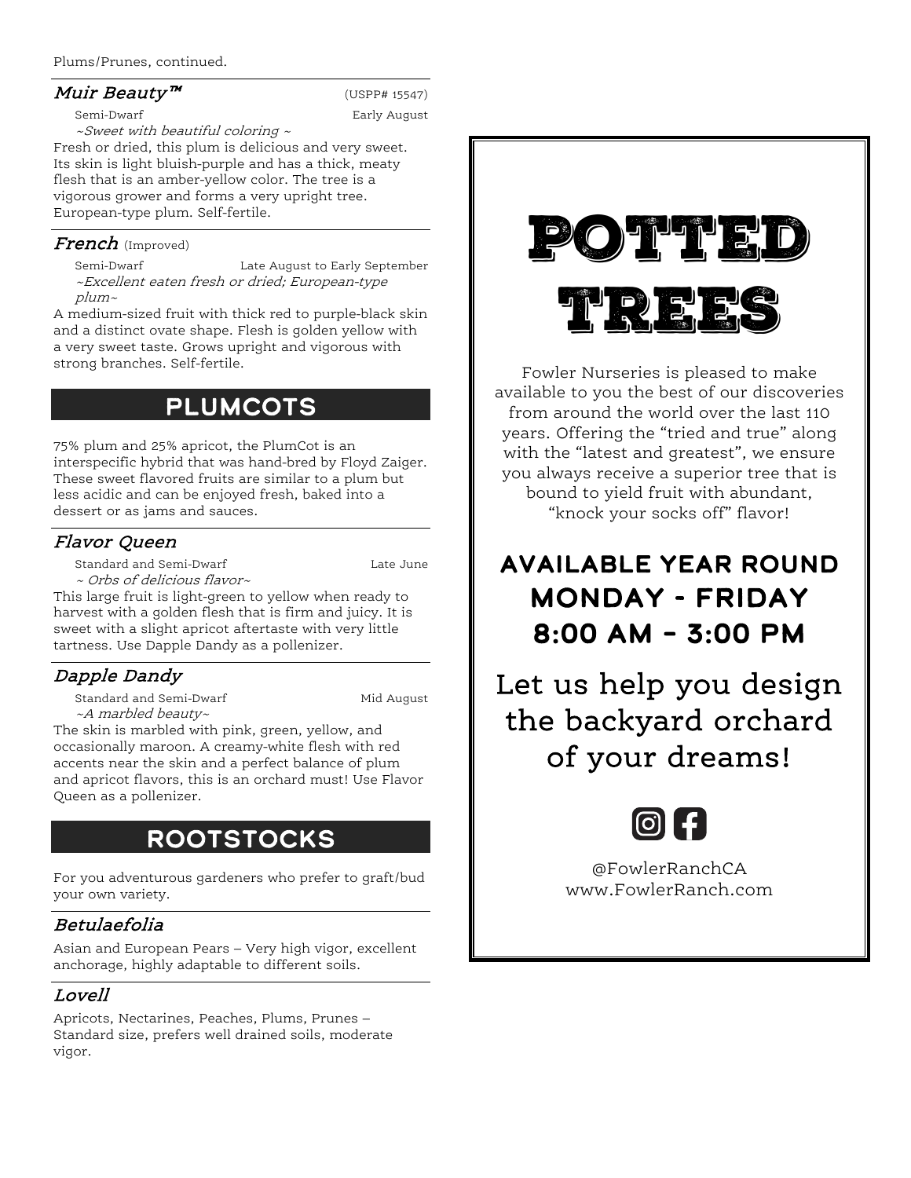Plums/Prunes, continued.

### *Muir Beauty™*

(USPP# 15547)

Semi-Dwarf — Early August

*~Sweet with beautiful coloring ~*

Fresh or dried, this plum is delicious and very sweet. Its skin is light bluish-purple and has a thick, meaty flesh that is an amber-yellow color. The tree is a vigorous grower and forms a very upright tree. European-type plum. Self-fertile.

### *French* (Improved)

Semi-Dwarf — Late August to Early September

*~Excellent eaten fresh or dried; European-type plum~*

A medium-sized fruit with thick red to purple-black skin and a distinct ovate shape. Flesh is golden yellow with a very sweet taste. Grows upright and vigorous with strong branches. Self-fertile.

## PLUMCOTS

75% plum and 25% apricot, the PlumCot is an interspecific hybrid that was hand-bred by Floyd Zaiger. These sweet flavored fruits are similar to a plum but less acidic and can be enjoyed fresh, baked into a dessert or as jams and sauces.

### *Flavor Queen*

Standard and Semi-Dwarf — Late June

*~ Orbs of delicious flavor~*

This large fruit is light-green to yellow when ready to harvest with a golden flesh that is firm and juicy. It is sweet with a slight apricot aftertaste with very little tartness. Use Dapple Dandy as a pollenizer.

### *Dapple Dandy*

Standard and Semi-Dwarf — Mid August

*~A marbled beauty~*

The skin is marbled with pink, green, yellow, and occasionally maroon. A creamy-white flesh with red accents near the skin and a perfect balance of plum and apricot flavors, this is an orchard must! Use Flavor Queen as a pollenizer.

## ROOTSTOCKS

For you adventurous gardeners who prefer to graft/bud your own variety.

### *Betulaefolia*

Asian and European Pears – Very high vigor, excellent anchorage, highly adaptable to different soils.

### *Lovell*

Apricots, Nectarines, Peaches, Plums, Prunes – Standard size, prefers well drained soils, moderate vigor.

# POTTED TREES

Fowler Nurseries is pleased to make available to you the best of our discoveries from around the world over the last 110 years. Offering the "tried and true" along with the "latest and greatest", we ensure you always receive a superior tree that is bound to yield fruit with abundant, "knock your socks off" flavor!

## AVAILABLE YEAR ROUND MONDAY - FRIDAY 8:00 AM - 3:00 PM

## Let us help you design the backyard orchard of your dreams!

@FowlerRanchCA
www.FowlerRanch.com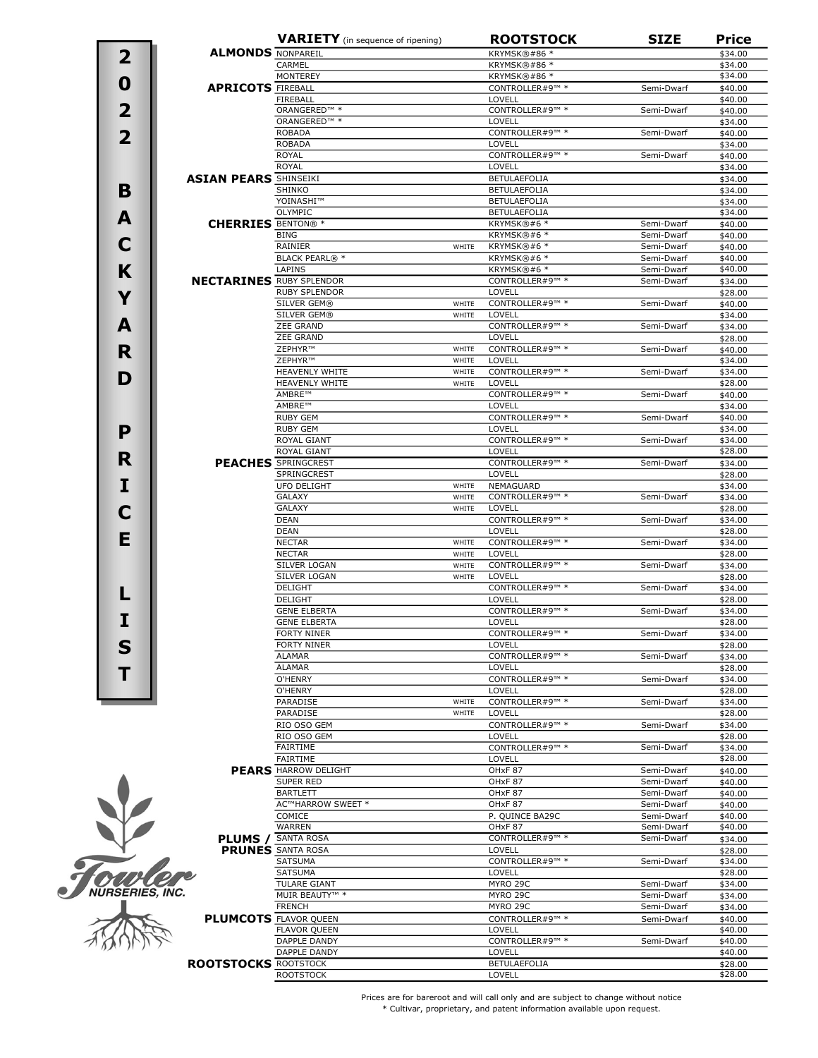# 2022 BACKYARD PRICE LIST

| | VARIETY (in sequence of ripening) | | ROOTSTOCK | SIZE | Price |
|---|---|---|---|---|---|
| ALMONDS | NONPAREIL | | KRYMSK®#86 * | | $34.00 |
| | CARMEL | | KRYMSK®#86 * | | $34.00 |
| | MONTEREY | | KRYMSK®#86 * | | $34.00 |
| APRICOTS | FIREBALL | | CONTROLLER#9™ * | Semi-Dwarf | $40.00 |
| | FIREBALL | | LOVELL | | $40.00 |
| | ORANGERED™ * | | CONTROLLER#9™ * | Semi-Dwarf | $40.00 |
| | ORANGERED™ * | | LOVELL | | $34.00 |
| | ROBADA | | CONTROLLER#9™ * | Semi-Dwarf | $40.00 |
| | ROBADA | | LOVELL | | $34.00 |
| | ROYAL | | CONTROLLER#9™ * | Semi-Dwarf | $40.00 |
| | ROYAL | | LOVELL | | $34.00 |
| ASIAN PEARS | SHINSEIKI | | BETULAEFOLIA | | $34.00 |
| | SHINKO | | BETULAEFOLIA | | $34.00 |
| | YOINASHI™ | | BETULAEFOLIA | | $34.00 |
| | OLYMPIC | | BETULAEFOLIA | | $34.00 |
| CHERRIES | BENTON® * | | KRYMSK®#6 * | Semi-Dwarf | $40.00 |
| | BING | | KRYMSK®#6 * | Semi-Dwarf | $40.00 |
| | RAINIER | WHITE | KRYMSK®#6 * | Semi-Dwarf | $40.00 |
| | BLACK PEARL® * | | KRYMSK®#6 * | Semi-Dwarf | $40.00 |
| | LAPINS | | KRYMSK®#6 * | Semi-Dwarf | $40.00 |
| NECTARINES | RUBY SPLENDOR | | CONTROLLER#9™ * | Semi-Dwarf | $34.00 |
| | RUBY SPLENDOR | | LOVELL | | $28.00 |
| | SILVER GEM® | WHITE | CONTROLLER#9™ * | Semi-Dwarf | $40.00 |
| | SILVER GEM® | WHITE | LOVELL | | $34.00 |
| | ZEE GRAND | | CONTROLLER#9™ * | Semi-Dwarf | $34.00 |
| | ZEE GRAND | | LOVELL | | $28.00 |
| | ZEPHYR™ | WHITE | CONTROLLER#9™ * | Semi-Dwarf | $40.00 |
| | ZEPHYR™ | WHITE | LOVELL | | $34.00 |
| | HEAVENLY WHITE | WHITE | CONTROLLER#9™ * | Semi-Dwarf | $34.00 |
| | HEAVENLY WHITE | WHITE | LOVELL | | $28.00 |
| | AMBRE™ | | CONTROLLER#9™ * | Semi-Dwarf | $40.00 |
| | AMBRE™ | | LOVELL | | $34.00 |
| | RUBY GEM | | CONTROLLER#9™ * | Semi-Dwarf | $40.00 |
| | RUBY GEM | | LOVELL | | $34.00 |
| | ROYAL GIANT | | CONTROLLER#9™ * | Semi-Dwarf | $34.00 |
| | ROYAL GIANT | | LOVELL | | $28.00 |
| PEACHES | SPRINGCREST | | CONTROLLER#9™ * | Semi-Dwarf | $34.00 |
| | SPRINGCREST | | LOVELL | | $28.00 |
| | UFO DELIGHT | WHITE | NEMAGUARD | | $34.00 |
| | GALAXY | WHITE | CONTROLLER#9™ * | Semi-Dwarf | $34.00 |
| | GALAXY | WHITE | LOVELL | | $28.00 |
| | DEAN | | CONTROLLER#9™ * | Semi-Dwarf | $34.00 |
| | DEAN | | LOVELL | | $28.00 |
| | NECTAR | WHITE | CONTROLLER#9™ * | Semi-Dwarf | $34.00 |
| | NECTAR | WHITE | LOVELL | | $28.00 |
| | SILVER LOGAN | WHITE | CONTROLLER#9™ * | Semi-Dwarf | $34.00 |
| | SILVER LOGAN | WHITE | LOVELL | | $28.00 |
| | DELIGHT | | CONTROLLER#9™ * | Semi-Dwarf | $34.00 |
| | DELIGHT | | LOVELL | | $28.00 |
| | GENE ELBERTA | | CONTROLLER#9™ * | Semi-Dwarf | $34.00 |
| | GENE ELBERTA | | LOVELL | | $28.00 |
| | FORTY NINER | | CONTROLLER#9™ * | Semi-Dwarf | $34.00 |
| | FORTY NINER | | LOVELL | | $28.00 |
| | ALAMAR | | CONTROLLER#9™ * | Semi-Dwarf | $34.00 |
| | ALAMAR | | LOVELL | | $28.00 |
| | O'HENRY | | CONTROLLER#9™ * | Semi-Dwarf | $34.00 |
| | O'HENRY | | LOVELL | | $28.00 |
| | PARADISE | WHITE | CONTROLLER#9™ * | Semi-Dwarf | $34.00 |
| | PARADISE | WHITE | LOVELL | | $28.00 |
| | RIO OSO GEM | | CONTROLLER#9™ * | Semi-Dwarf | $34.00 |
| | RIO OSO GEM | | LOVELL | | $28.00 |
| | FAIRTIME | | CONTROLLER#9™ * | Semi-Dwarf | $34.00 |
| | FAIRTIME | | LOVELL | | $28.00 |
| PEARS | HARROW DELIGHT | | OHxF 87 | Semi-Dwarf | $40.00 |
| | SUPER RED | | OHxF 87 | Semi-Dwarf | $40.00 |
| | BARTLETT | | OHxF 87 | Semi-Dwarf | $40.00 |
| | AC™HARROW SWEET * | | OHxF 87 | Semi-Dwarf | $40.00 |
| | COMICE | | P. QUINCE BA29C | Semi-Dwarf | $40.00 |
| | WARREN | | OHxF 87 | Semi-Dwarf | $40.00 |
| PLUMS / PRUNES | SANTA ROSA | | CONTROLLER#9™ * | Semi-Dwarf | $34.00 |
| | SANTA ROSA | | LOVELL | | $28.00 |
| | SATSUMA | | CONTROLLER#9™ * | Semi-Dwarf | $34.00 |
| | SATSUMA | | LOVELL | | $28.00 |
| | TULARE GIANT | | MYRO 29C | Semi-Dwarf | $34.00 |
| | MUIR BEAUTY™ * | | MYRO 29C | Semi-Dwarf | $34.00 |
| | FRENCH | | MYRO 29C | Semi-Dwarf | $34.00 |
| PLUMCOTS | FLAVOR QUEEN | | CONTROLLER#9™ * | Semi-Dwarf | $40.00 |
| | FLAVOR QUEEN | | LOVELL | | $40.00 |
| | DAPPLE DANDY | | CONTROLLER#9™ * | Semi-Dwarf | $40.00 |
| | DAPPLE DANDY | | LOVELL | | $40.00 |
| ROOTSTOCKS | ROOTSTOCK | | BETULAEFOLIA | | $28.00 |
| | ROOTSTOCK | | LOVELL | | $28.00 |

Fowler NURSERIES, INC.

Prices are for bareroot and will call only and are subject to change without notice

* Cultivar, proprietary, and patent information available upon request.